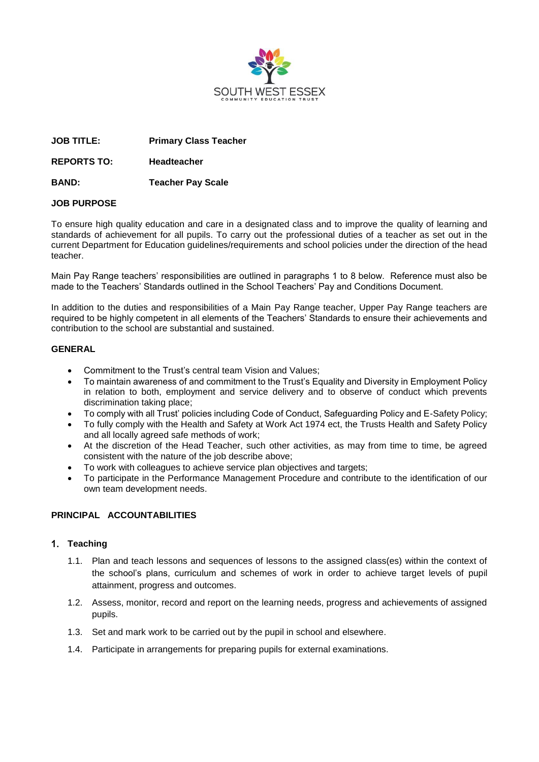SOUTH WEST ESSEX
COMMUNITY EDUCATION TRUST

**JOB TITLE:** **Primary Class Teacher**

**REPORTS TO:** **Headteacher**

**BAND:** **Teacher Pay Scale**

**JOB PURPOSE**

To ensure high quality education and care in a designated class and to improve the quality of learning and standards of achievement for all pupils. To carry out the professional duties of a teacher as set out in the current Department for Education guidelines/requirements and school policies under the direction of the head teacher.

Main Pay Range teachers' responsibilities are outlined in paragraphs 1 to 8 below. Reference must also be made to the Teachers' Standards outlined in the School Teachers' Pay and Conditions Document.

In addition to the duties and responsibilities of a Main Pay Range teacher, Upper Pay Range teachers are required to be highly competent in all elements of the Teachers' Standards to ensure their achievements and contribution to the school are substantial and sustained.

**GENERAL**

- Commitment to the Trust's central team Vision and Values;
- To maintain awareness of and commitment to the Trust's Equality and Diversity in Employment Policy in relation to both, employment and service delivery and to observe of conduct which prevents discrimination taking place;
- To comply with all Trust' policies including Code of Conduct, Safeguarding Policy and E-Safety Policy;
- To fully comply with the Health and Safety at Work Act 1974 ect, the Trusts Health and Safety Policy and all locally agreed safe methods of work;
- At the discretion of the Head Teacher, such other activities, as may from time to time, be agreed consistent with the nature of the job describe above;
- To work with colleagues to achieve service plan objectives and targets;
- To participate in the Performance Management Procedure and contribute to the identification of our own team development needs.

**PRINCIPAL ACCOUNTABILITIES**

**1. Teaching**

1.1. Plan and teach lessons and sequences of lessons to the assigned class(es) within the context of the school's plans, curriculum and schemes of work in order to achieve target levels of pupil attainment, progress and outcomes.

1.2. Assess, monitor, record and report on the learning needs, progress and achievements of assigned pupils.

1.3. Set and mark work to be carried out by the pupil in school and elsewhere.

1.4. Participate in arrangements for preparing pupils for external examinations.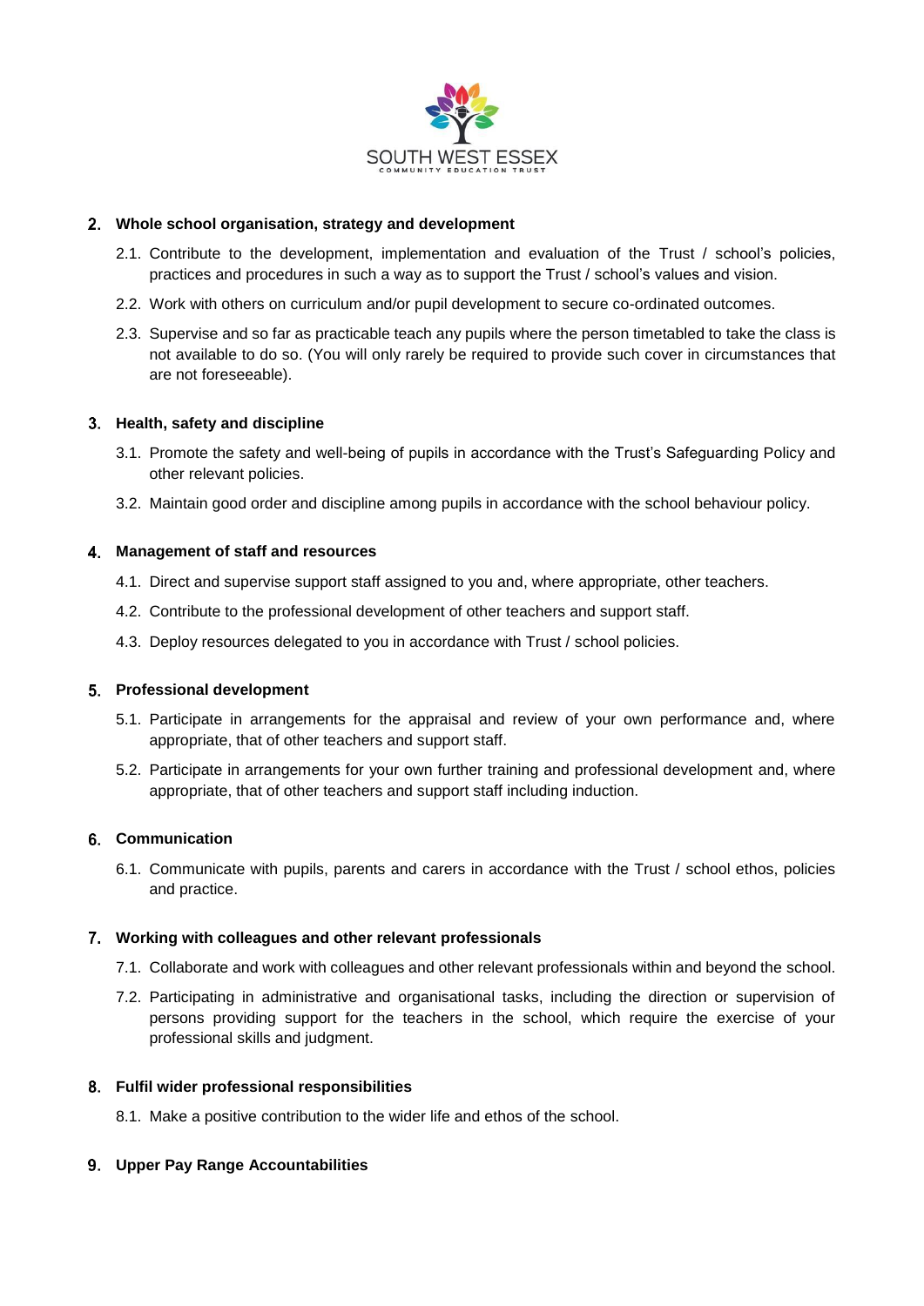## 2. Whole school organisation, strategy and development

2.1. Contribute to the development, implementation and evaluation of the Trust / school's policies, practices and procedures in such a way as to support the Trust / school's values and vision.

2.2. Work with others on curriculum and/or pupil development to secure co-ordinated outcomes.

2.3. Supervise and so far as practicable teach any pupils where the person timetabled to take the class is not available to do so. (You will only rarely be required to provide such cover in circumstances that are not foreseeable).

## 3. Health, safety and discipline

3.1. Promote the safety and well-being of pupils in accordance with the Trust's Safeguarding Policy and other relevant policies.

3.2. Maintain good order and discipline among pupils in accordance with the school behaviour policy.

## 4. Management of staff and resources

4.1. Direct and supervise support staff assigned to you and, where appropriate, other teachers.

4.2. Contribute to the professional development of other teachers and support staff.

4.3. Deploy resources delegated to you in accordance with Trust / school policies.

## 5. Professional development

5.1. Participate in arrangements for the appraisal and review of your own performance and, where appropriate, that of other teachers and support staff.

5.2. Participate in arrangements for your own further training and professional development and, where appropriate, that of other teachers and support staff including induction.

## 6. Communication

6.1. Communicate with pupils, parents and carers in accordance with the Trust / school ethos, policies and practice.

## 7. Working with colleagues and other relevant professionals

7.1. Collaborate and work with colleagues and other relevant professionals within and beyond the school.

7.2. Participating in administrative and organisational tasks, including the direction or supervision of persons providing support for the teachers in the school, which require the exercise of your professional skills and judgment.

## 8. Fulfil wider professional responsibilities

8.1. Make a positive contribution to the wider life and ethos of the school.

## 9. Upper Pay Range Accountabilities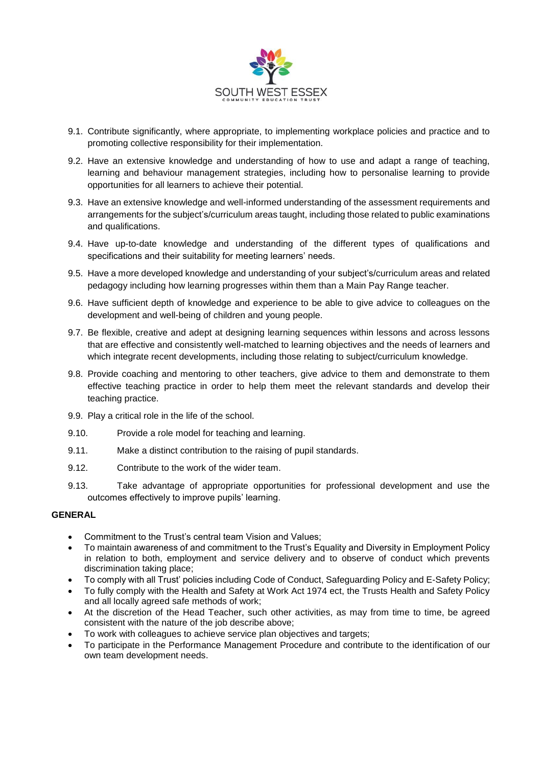9.1. Contribute significantly, where appropriate, to implementing workplace policies and practice and to promoting collective responsibility for their implementation.

9.2. Have an extensive knowledge and understanding of how to use and adapt a range of teaching, learning and behaviour management strategies, including how to personalise learning to provide opportunities for all learners to achieve their potential.

9.3. Have an extensive knowledge and well-informed understanding of the assessment requirements and arrangements for the subject's/curriculum areas taught, including those related to public examinations and qualifications.

9.4. Have up-to-date knowledge and understanding of the different types of qualifications and specifications and their suitability for meeting learners' needs.

9.5. Have a more developed knowledge and understanding of your subject's/curriculum areas and related pedagogy including how learning progresses within them than a Main Pay Range teacher.

9.6. Have sufficient depth of knowledge and experience to be able to give advice to colleagues on the development and well-being of children and young people.

9.7. Be flexible, creative and adept at designing learning sequences within lessons and across lessons that are effective and consistently well-matched to learning objectives and the needs of learners and which integrate recent developments, including those relating to subject/curriculum knowledge.

9.8. Provide coaching and mentoring to other teachers, give advice to them and demonstrate to them effective teaching practice in order to help them meet the relevant standards and develop their teaching practice.

9.9. Play a critical role in the life of the school.

9.10. Provide a role model for teaching and learning.

9.11. Make a distinct contribution to the raising of pupil standards.

9.12. Contribute to the work of the wider team.

9.13. Take advantage of appropriate opportunities for professional development and use the outcomes effectively to improve pupils' learning.

**GENERAL**

- Commitment to the Trust's central team Vision and Values;
- To maintain awareness of and commitment to the Trust's Equality and Diversity in Employment Policy in relation to both, employment and service delivery and to observe of conduct which prevents discrimination taking place;
- To comply with all Trust' policies including Code of Conduct, Safeguarding Policy and E-Safety Policy;
- To fully comply with the Health and Safety at Work Act 1974 ect, the Trusts Health and Safety Policy and all locally agreed safe methods of work;
- At the discretion of the Head Teacher, such other activities, as may from time to time, be agreed consistent with the nature of the job describe above;
- To work with colleagues to achieve service plan objectives and targets;
- To participate in the Performance Management Procedure and contribute to the identification of our own team development needs.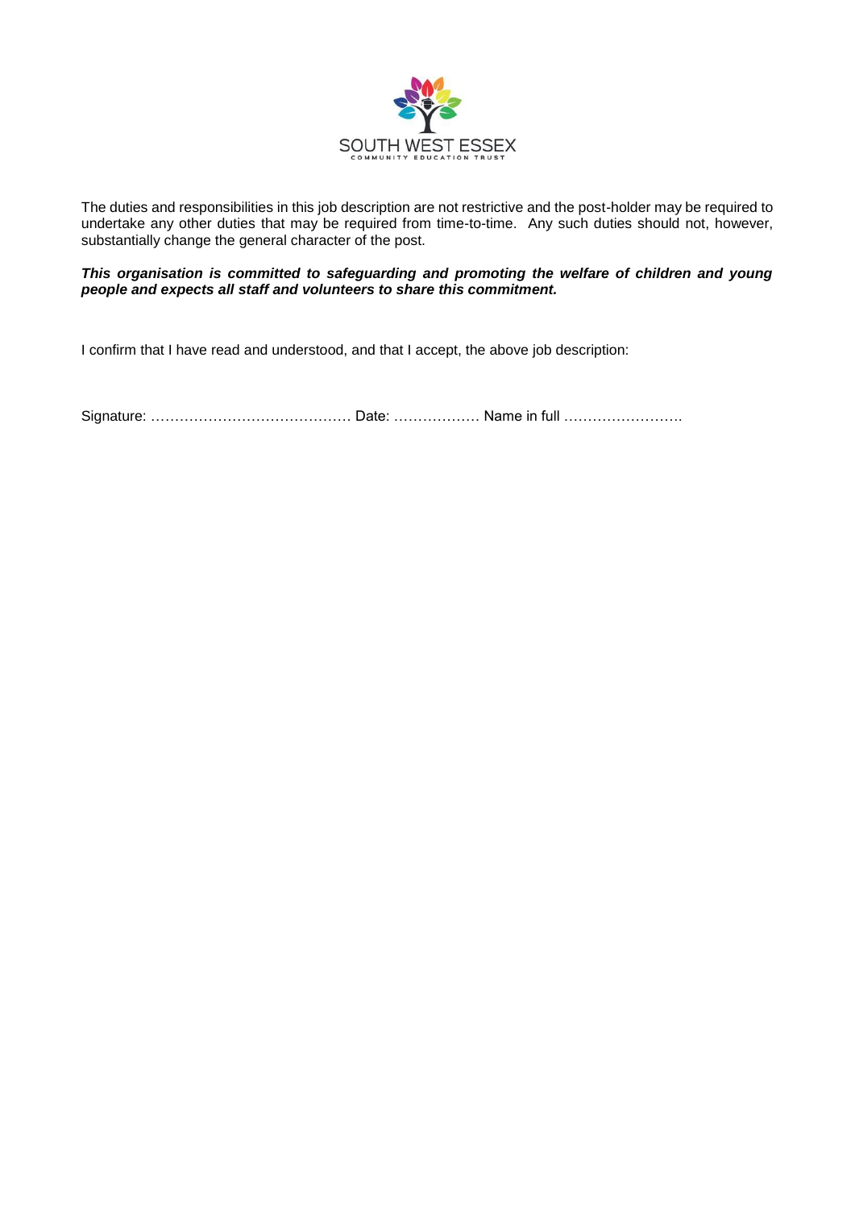SOUTH WEST ESSEX
COMMUNITY EDUCATION TRUST

The duties and responsibilities in this job description are not restrictive and the post-holder may be required to undertake any other duties that may be required from time-to-time. Any such duties should not, however, substantially change the general character of the post.

***This organisation is committed to safeguarding and promoting the welfare of children and young people and expects all staff and volunteers to share this commitment.***

I confirm that I have read and understood, and that I accept, the above job description:

Signature: …………………………………… Date: ……………… Name in full …………………….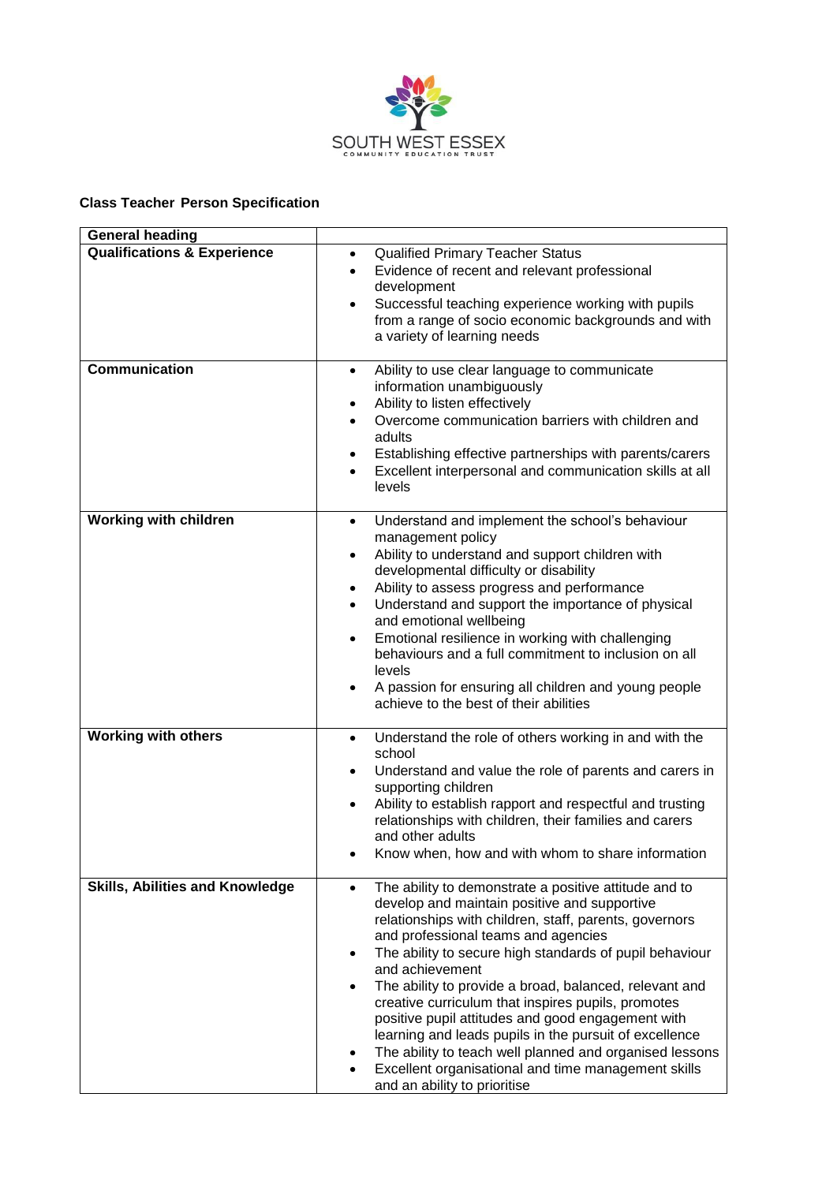SOUTH WEST ESSEX
COMMUNITY EDUCATION TRUST

**Class Teacher Person Specification**

| General heading | |
|---|---|
| **Qualifications & Experience** | • Qualified Primary Teacher Status<br>• Evidence of recent and relevant professional development<br>• Successful teaching experience working with pupils from a range of socio economic backgrounds and with a variety of learning needs |
| **Communication** | • Ability to use clear language to communicate information unambiguously<br>• Ability to listen effectively<br>• Overcome communication barriers with children and adults<br>• Establishing effective partnerships with parents/carers<br>• Excellent interpersonal and communication skills at all levels |
| **Working with children** | • Understand and implement the school's behaviour management policy<br>• Ability to understand and support children with developmental difficulty or disability<br>• Ability to assess progress and performance<br>• Understand and support the importance of physical and emotional wellbeing<br>• Emotional resilience in working with challenging behaviours and a full commitment to inclusion on all levels<br>• A passion for ensuring all children and young people achieve to the best of their abilities |
| **Working with others** | • Understand the role of others working in and with the school<br>• Understand and value the role of parents and carers in supporting children<br>• Ability to establish rapport and respectful and trusting relationships with children, their families and carers and other adults<br>• Know when, how and with whom to share information |
| **Skills, Abilities and Knowledge** | • The ability to demonstrate a positive attitude and to develop and maintain positive and supportive relationships with children, staff, parents, governors and professional teams and agencies<br>• The ability to secure high standards of pupil behaviour and achievement<br>• The ability to provide a broad, balanced, relevant and creative curriculum that inspires pupils, promotes positive pupil attitudes and good engagement with learning and leads pupils in the pursuit of excellence<br>• The ability to teach well planned and organised lessons<br>• Excellent organisational and time management skills and an ability to prioritise |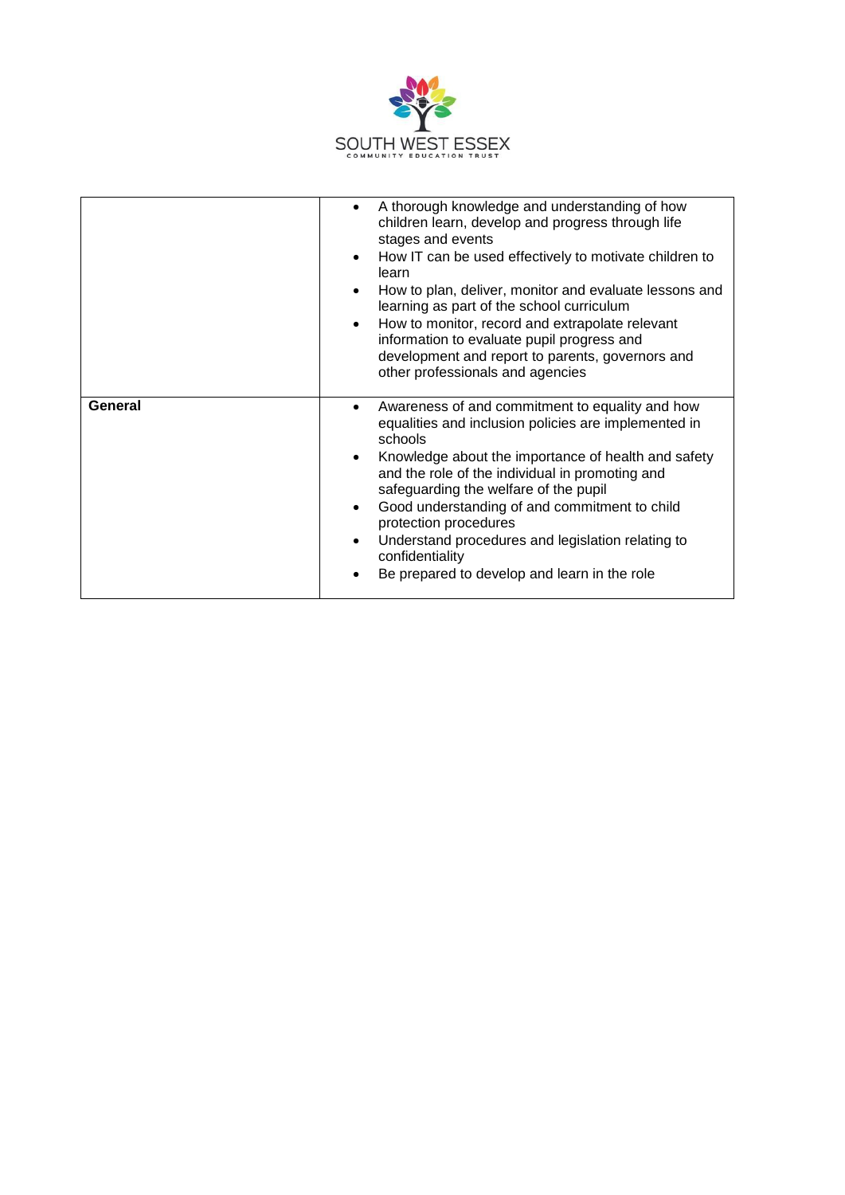| | |
|---|---|
| | • A thorough knowledge and understanding of how children learn, develop and progress through life stages and events<br>• How IT can be used effectively to motivate children to learn<br>• How to plan, deliver, monitor and evaluate lessons and learning as part of the school curriculum<br>• How to monitor, record and extrapolate relevant information to evaluate pupil progress and development and report to parents, governors and other professionals and agencies |
| **General** | • Awareness of and commitment to equality and how equalities and inclusion policies are implemented in schools<br>• Knowledge about the importance of health and safety and the role of the individual in promoting and safeguarding the welfare of the pupil<br>• Good understanding of and commitment to child protection procedures<br>• Understand procedures and legislation relating to confidentiality<br>• Be prepared to develop and learn in the role |